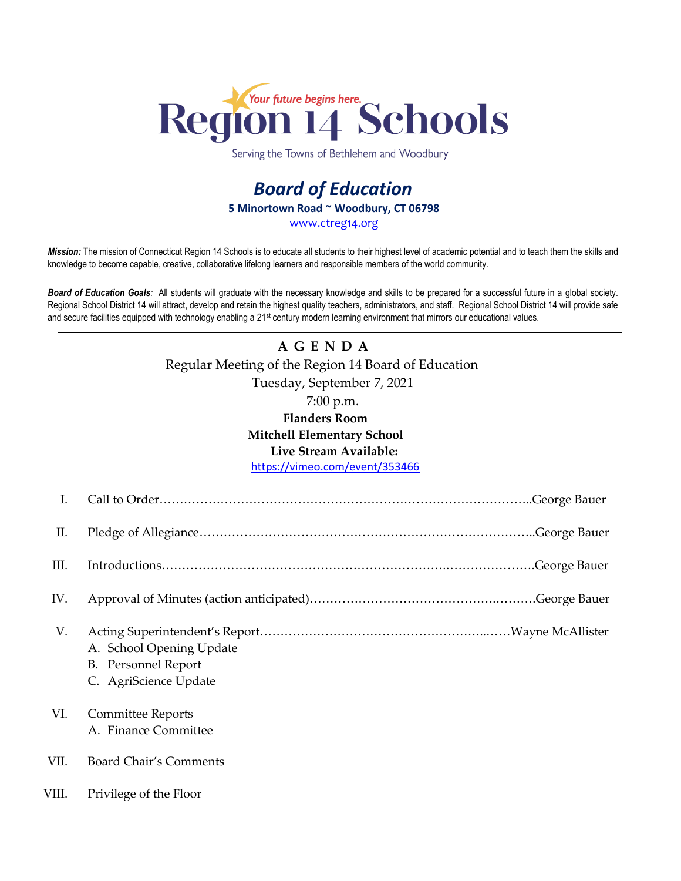Your future begins here.

# Region 14 Schools

Serving the Towns of Bethlehem and Woodbury

## *Board of Education*

**5 Minortown Road ~ Woodbury, CT 06798**

www.ctreg14.org

***Mission:*** The mission of Connecticut Region 14 Schools is to educate all students to their highest level of academic potential and to teach them the skills and knowledge to become capable, creative, collaborative lifelong learners and responsible members of the world community.

***Board of Education Goals**:* All students will graduate with the necessary knowledge and skills to be prepared for a successful future in a global society. Regional School District 14 will attract, develop and retain the highest quality teachers, administrators, and staff. Regional School District 14 will provide safe and secure facilities equipped with technology enabling a 21st century modern learning environment that mirrors our educational values.

---

**A G E N D A**

Regular Meeting of the Region 14 Board of Education

Tuesday, September 7, 2021

7:00 p.m.

**Flanders Room**

**Mitchell Elementary School**

**Live Stream Available:**

https://vimeo.com/event/353466

I. Call to Order……………………………………………………………………………..George Bauer

II. Pledge of Allegiance………………………………………………………………………..George Bauer

III. Introductions……………………………………………………………..………………….George Bauer

IV. Approval of Minutes (action anticipated)…………………………………….……….George Bauer

V. Acting Superintendent's Report…………………………………………….…..……Wayne McAllister
   A. School Opening Update
   B. Personnel Report
   C. AgriScience Update

VI. Committee Reports
   A. Finance Committee

VII. Board Chair's Comments

VIII. Privilege of the Floor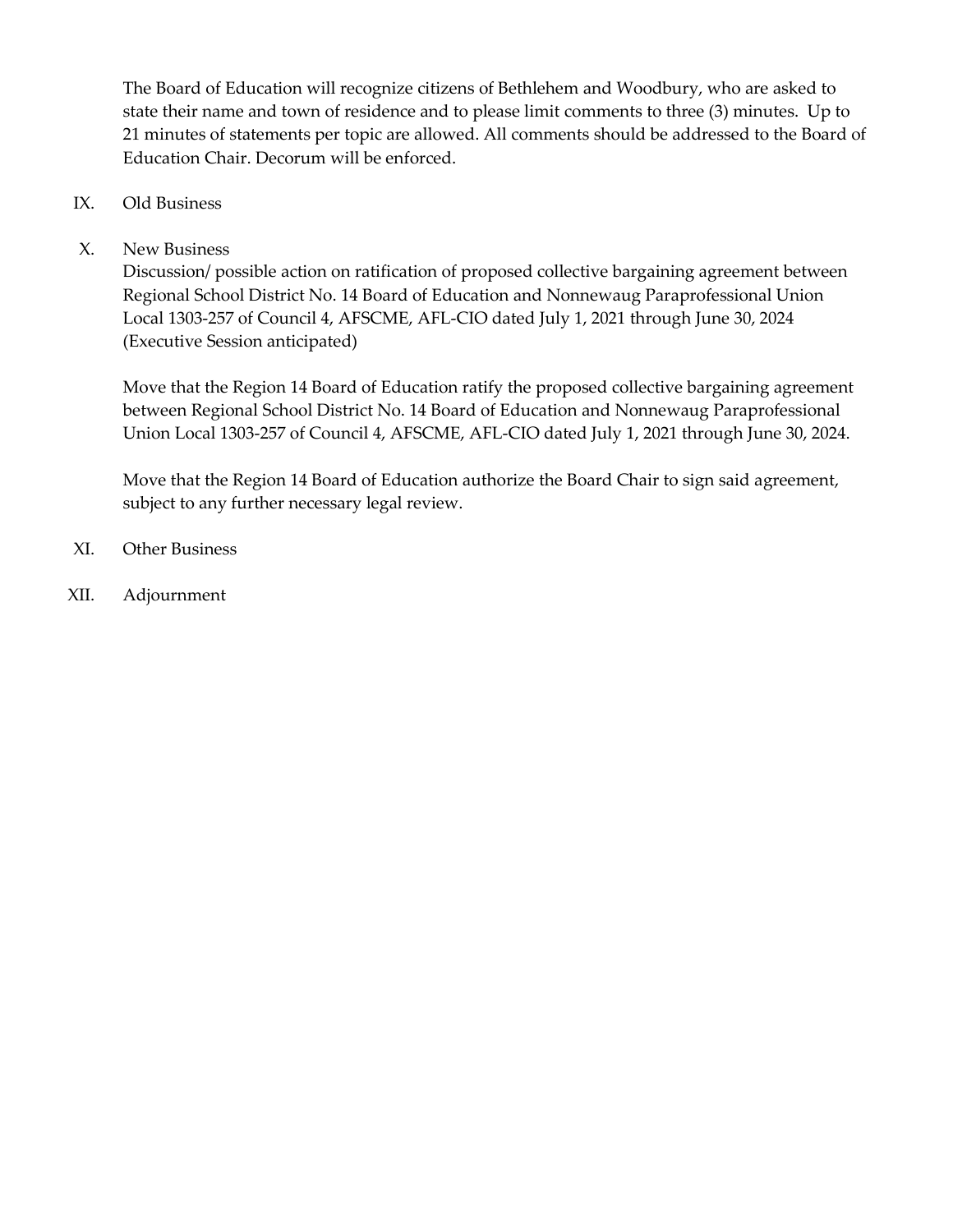The Board of Education will recognize citizens of Bethlehem and Woodbury, who are asked to state their name and town of residence and to please limit comments to three (3) minutes. Up to 21 minutes of statements per topic are allowed. All comments should be addressed to the Board of Education Chair. Decorum will be enforced.

IX. Old Business

X. New Business

Discussion/ possible action on ratification of proposed collective bargaining agreement between Regional School District No. 14 Board of Education and Nonnewaug Paraprofessional Union Local 1303-257 of Council 4, AFSCME, AFL-CIO dated July 1, 2021 through June 30, 2024 (Executive Session anticipated)

Move that the Region 14 Board of Education ratify the proposed collective bargaining agreement between Regional School District No. 14 Board of Education and Nonnewaug Paraprofessional Union Local 1303-257 of Council 4, AFSCME, AFL-CIO dated July 1, 2021 through June 30, 2024.

Move that the Region 14 Board of Education authorize the Board Chair to sign said agreement, subject to any further necessary legal review.

XI. Other Business

XII. Adjournment